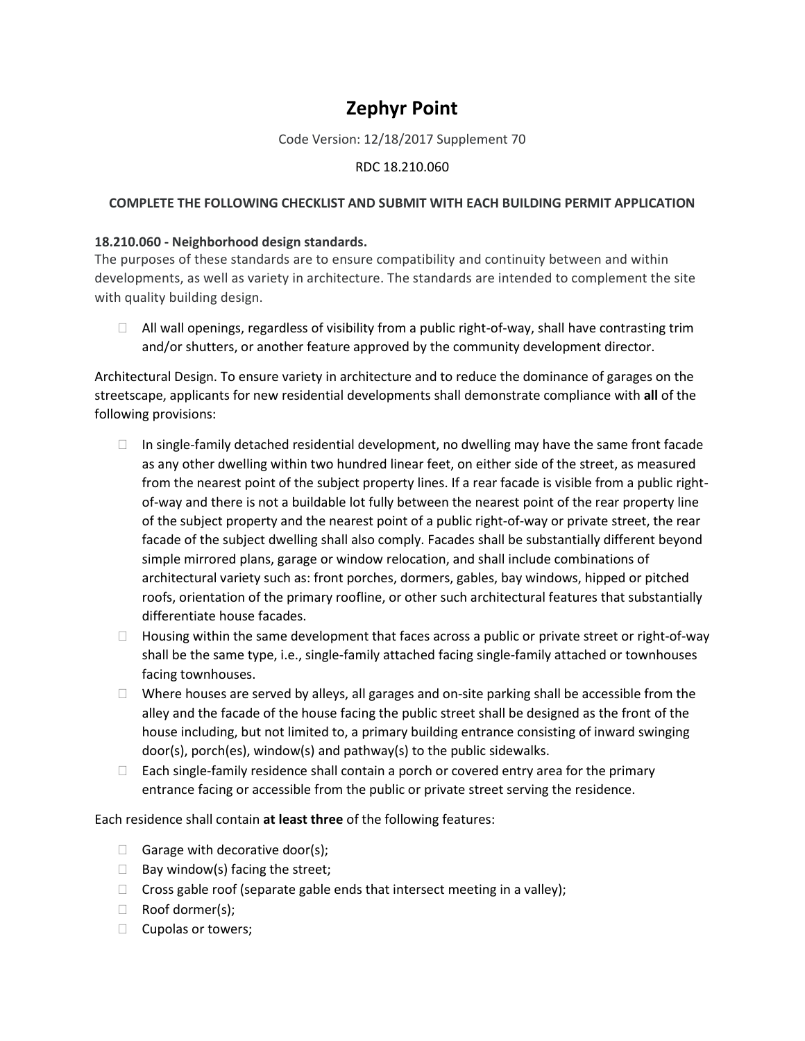# Zephyr Point

Code Version: 12/18/2017 Supplement 70

RDC 18.210.060

**COMPLETE THE FOLLOWING CHECKLIST AND SUBMIT WITH EACH BUILDING PERMIT APPLICATION**

**18.210.060 - Neighborhood design standards.**

The purposes of these standards are to ensure compatibility and continuity between and within developments, as well as variety in architecture. The standards are intended to complement the site with quality building design.

- ☐ All wall openings, regardless of visibility from a public right-of-way, shall have contrasting trim and/or shutters, or another feature approved by the community development director.

Architectural Design. To ensure variety in architecture and to reduce the dominance of garages on the streetscape, applicants for new residential developments shall demonstrate compliance with **all** of the following provisions:

- ☐ In single-family detached residential development, no dwelling may have the same front facade as any other dwelling within two hundred linear feet, on either side of the street, as measured from the nearest point of the subject property lines. If a rear facade is visible from a public right-of-way and there is not a buildable lot fully between the nearest point of the rear property line of the subject property and the nearest point of a public right-of-way or private street, the rear facade of the subject dwelling shall also comply. Facades shall be substantially different beyond simple mirrored plans, garage or window relocation, and shall include combinations of architectural variety such as: front porches, dormers, gables, bay windows, hipped or pitched roofs, orientation of the primary roofline, or other such architectural features that substantially differentiate house facades.
- ☐ Housing within the same development that faces across a public or private street or right-of-way shall be the same type, i.e., single-family attached facing single-family attached or townhouses facing townhouses.
- ☐ Where houses are served by alleys, all garages and on-site parking shall be accessible from the alley and the facade of the house facing the public street shall be designed as the front of the house including, but not limited to, a primary building entrance consisting of inward swinging door(s), porch(es), window(s) and pathway(s) to the public sidewalks.
- ☐ Each single-family residence shall contain a porch or covered entry area for the primary entrance facing or accessible from the public or private street serving the residence.

Each residence shall contain **at least three** of the following features:

- ☐ Garage with decorative door(s);
- ☐ Bay window(s) facing the street;
- ☐ Cross gable roof (separate gable ends that intersect meeting in a valley);
- ☐ Roof dormer(s);
- ☐ Cupolas or towers;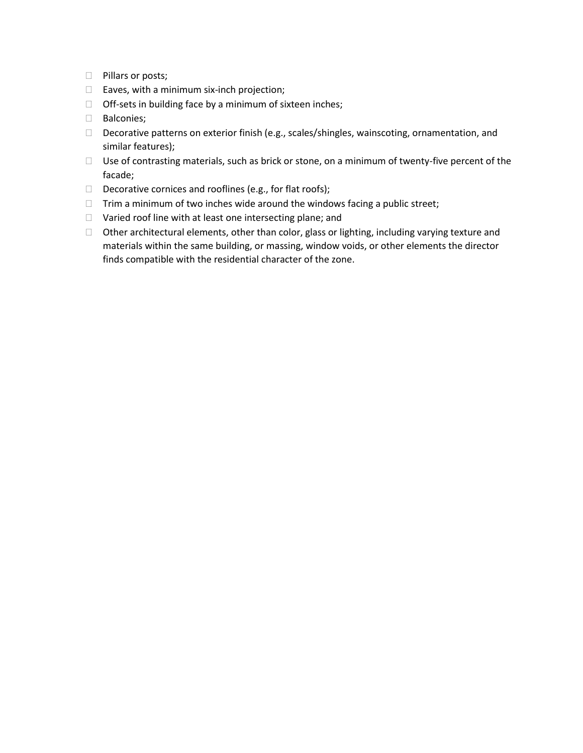- Pillars or posts;
- Eaves, with a minimum six-inch projection;
- Off-sets in building face by a minimum of sixteen inches;
- Balconies;
- Decorative patterns on exterior finish (e.g., scales/shingles, wainscoting, ornamentation, and similar features);
- Use of contrasting materials, such as brick or stone, on a minimum of twenty-five percent of the facade;
- Decorative cornices and rooflines (e.g., for flat roofs);
- Trim a minimum of two inches wide around the windows facing a public street;
- Varied roof line with at least one intersecting plane; and
- Other architectural elements, other than color, glass or lighting, including varying texture and materials within the same building, or massing, window voids, or other elements the director finds compatible with the residential character of the zone.